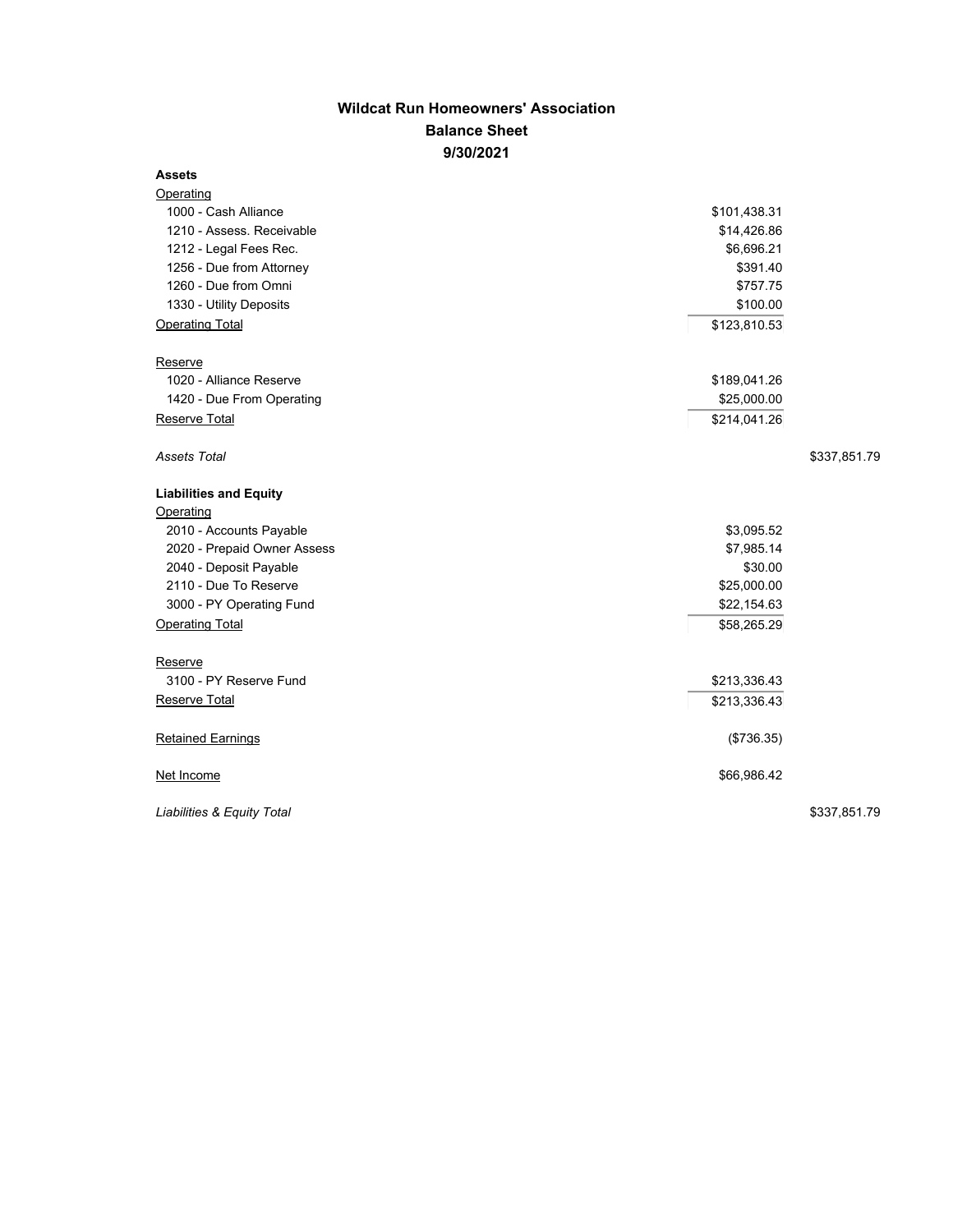# Wildcat Run Homeowners' Association

## Balance Sheet

### 9/30/2021

| | | |
|---|---|---|
| **Assets** | | |
| Operating | | |
| 1000 - Cash Alliance | $101,438.31 | |
| 1210 - Assess. Receivable | $14,426.86 | |
| 1212 - Legal Fees Rec. | $6,696.21 | |
| 1256 - Due from Attorney | $391.40 | |
| 1260 - Due from Omni | $757.75 | |
| 1330 - Utility Deposits | $100.00 | |
| Operating Total | $123,810.53 | |
| Reserve | | |
| 1020 - Alliance Reserve | $189,041.26 | |
| 1420 - Due From Operating | $25,000.00 | |
| Reserve Total | $214,041.26 | |
| *Assets Total* | | $337,851.79 |
| **Liabilities and Equity** | | |
| Operating | | |
| 2010 - Accounts Payable | $3,095.52 | |
| 2020 - Prepaid Owner Assess | $7,985.14 | |
| 2040 - Deposit Payable | $30.00 | |
| 2110 - Due To Reserve | $25,000.00 | |
| 3000 - PY Operating Fund | $22,154.63 | |
| Operating Total | $58,265.29 | |
| Reserve | | |
| 3100 - PY Reserve Fund | $213,336.43 | |
| Reserve Total | $213,336.43 | |
| Retained Earnings | ($736.35) | |
| Net Income | $66,986.42 | |
| *Liabilities & Equity Total* | | $337,851.79 |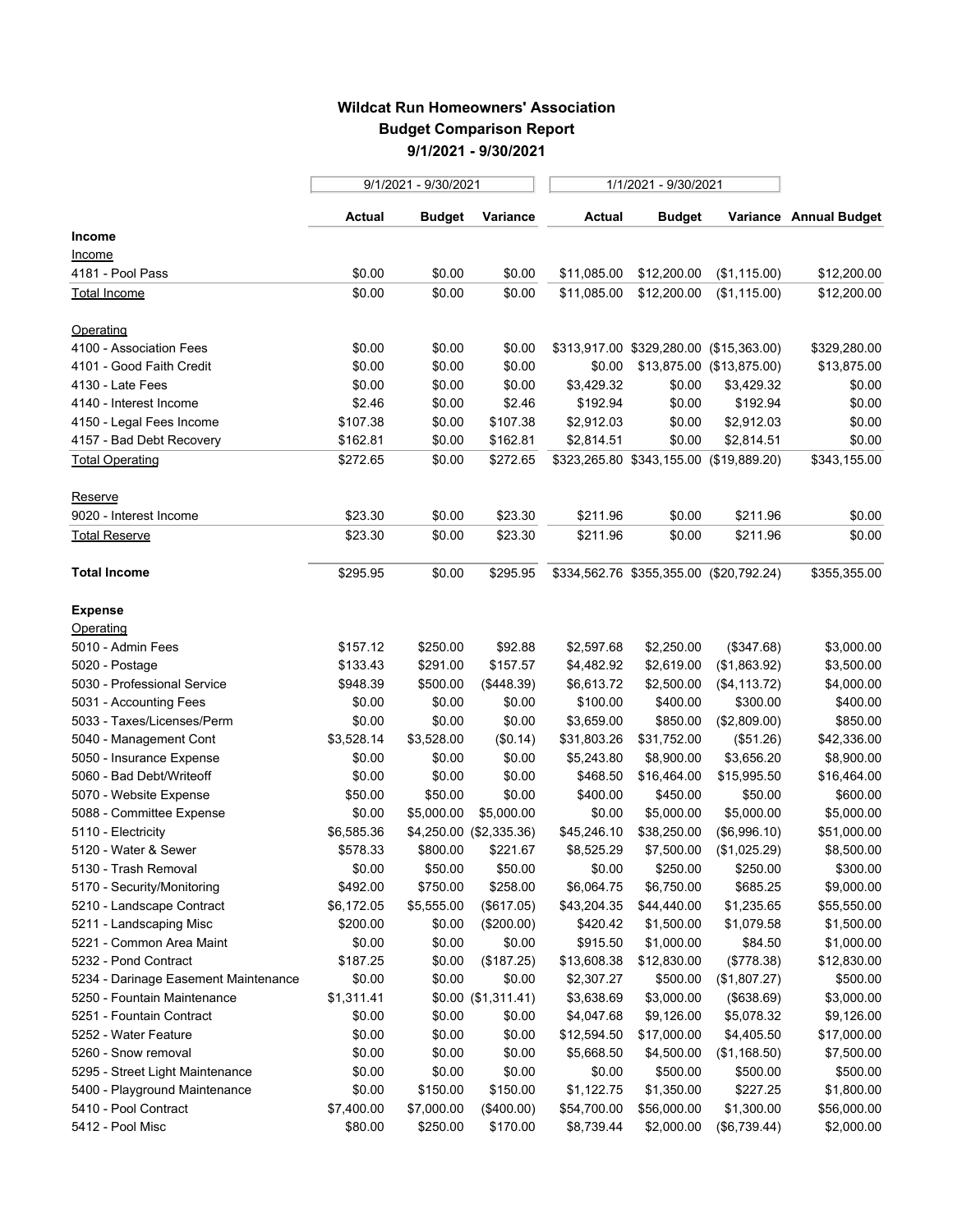# Wildcat Run Homeowners' Association

## Budget Comparison Report

### 9/1/2021 - 9/30/2021

| | 9/1/2021 - 9/30/2021 | | | 1/1/2021 - 9/30/2021 | | | |
|---|---|---|---|---|---|---|---|
| | **Actual** | **Budget** | **Variance** | **Actual** | **Budget** | **Variance** | **Annual Budget** |
| **Income** | | | | | | | |
| Income | | | | | | | |
| 4181 - Pool Pass | $0.00 | $0.00 | $0.00 | $11,085.00 | $12,200.00 | ($1,115.00) | $12,200.00 |
| Total Income | $0.00 | $0.00 | $0.00 | $11,085.00 | $12,200.00 | ($1,115.00) | $12,200.00 |
| Operating | | | | | | | |
| 4100 - Association Fees | $0.00 | $0.00 | $0.00 | $313,917.00 | $329,280.00 | ($15,363.00) | $329,280.00 |
| 4101 - Good Faith Credit | $0.00 | $0.00 | $0.00 | $0.00 | $13,875.00 | ($13,875.00) | $13,875.00 |
| 4130 - Late Fees | $0.00 | $0.00 | $0.00 | $3,429.32 | $0.00 | $3,429.32 | $0.00 |
| 4140 - Interest Income | $2.46 | $0.00 | $2.46 | $192.94 | $0.00 | $192.94 | $0.00 |
| 4150 - Legal Fees Income | $107.38 | $0.00 | $107.38 | $2,912.03 | $0.00 | $2,912.03 | $0.00 |
| 4157 - Bad Debt Recovery | $162.81 | $0.00 | $162.81 | $2,814.51 | $0.00 | $2,814.51 | $0.00 |
| Total Operating | $272.65 | $0.00 | $272.65 | $323,265.80 | $343,155.00 | ($19,889.20) | $343,155.00 |
| Reserve | | | | | | | |
| 9020 - Interest Income | $23.30 | $0.00 | $23.30 | $211.96 | $0.00 | $211.96 | $0.00 |
| Total Reserve | $23.30 | $0.00 | $23.30 | $211.96 | $0.00 | $211.96 | $0.00 |
| **Total Income** | $295.95 | $0.00 | $295.95 | $334,562.76 | $355,355.00 | ($20,792.24) | $355,355.00 |
| **Expense** | | | | | | | |
| Operating | | | | | | | |
| 5010 - Admin Fees | $157.12 | $250.00 | $92.88 | $2,597.68 | $2,250.00 | ($347.68) | $3,000.00 |
| 5020 - Postage | $133.43 | $291.00 | $157.57 | $4,482.92 | $2,619.00 | ($1,863.92) | $3,500.00 |
| 5030 - Professional Service | $948.39 | $500.00 | ($448.39) | $6,613.72 | $2,500.00 | ($4,113.72) | $4,000.00 |
| 5031 - Accounting Fees | $0.00 | $0.00 | $0.00 | $100.00 | $400.00 | $300.00 | $400.00 |
| 5033 - Taxes/Licenses/Perm | $0.00 | $0.00 | $0.00 | $3,659.00 | $850.00 | ($2,809.00) | $850.00 |
| 5040 - Management Cont | $3,528.14 | $3,528.00 | ($0.14) | $31,803.26 | $31,752.00 | ($51.26) | $42,336.00 |
| 5050 - Insurance Expense | $0.00 | $0.00 | $0.00 | $5,243.80 | $8,900.00 | $3,656.20 | $8,900.00 |
| 5060 - Bad Debt/Writeoff | $0.00 | $0.00 | $0.00 | $468.50 | $16,464.00 | $15,995.50 | $16,464.00 |
| 5070 - Website Expense | $50.00 | $50.00 | $0.00 | $400.00 | $450.00 | $50.00 | $600.00 |
| 5088 - Committee Expense | $0.00 | $5,000.00 | $5,000.00 | $0.00 | $5,000.00 | $5,000.00 | $5,000.00 |
| 5110 - Electricity | $6,585.36 | $4,250.00 | ($2,335.36) | $45,246.10 | $38,250.00 | ($6,996.10) | $51,000.00 |
| 5120 - Water & Sewer | $578.33 | $800.00 | $221.67 | $8,525.29 | $7,500.00 | ($1,025.29) | $8,500.00 |
| 5130 - Trash Removal | $0.00 | $50.00 | $50.00 | $0.00 | $250.00 | $250.00 | $300.00 |
| 5170 - Security/Monitoring | $492.00 | $750.00 | $258.00 | $6,064.75 | $6,750.00 | $685.25 | $9,000.00 |
| 5210 - Landscape Contract | $6,172.05 | $5,555.00 | ($617.05) | $43,204.35 | $44,440.00 | $1,235.65 | $55,550.00 |
| 5211 - Landscaping Misc | $200.00 | $0.00 | ($200.00) | $420.42 | $1,500.00 | $1,079.58 | $1,500.00 |
| 5221 - Common Area Maint | $0.00 | $0.00 | $0.00 | $915.50 | $1,000.00 | $84.50 | $1,000.00 |
| 5232 - Pond Contract | $187.25 | $0.00 | ($187.25) | $13,608.38 | $12,830.00 | ($778.38) | $12,830.00 |
| 5234 - Darinage Easement Maintenance | $0.00 | $0.00 | $0.00 | $2,307.27 | $500.00 | ($1,807.27) | $500.00 |
| 5250 - Fountain Maintenance | $1,311.41 | $0.00 | ($1,311.41) | $3,638.69 | $3,000.00 | ($638.69) | $3,000.00 |
| 5251 - Fountain Contract | $0.00 | $0.00 | $0.00 | $4,047.68 | $9,126.00 | $5,078.32 | $9,126.00 |
| 5252 - Water Feature | $0.00 | $0.00 | $0.00 | $12,594.50 | $17,000.00 | $4,405.50 | $17,000.00 |
| 5260 - Snow removal | $0.00 | $0.00 | $0.00 | $5,668.50 | $4,500.00 | ($1,168.50) | $7,500.00 |
| 5295 - Street Light Maintenance | $0.00 | $0.00 | $0.00 | $0.00 | $500.00 | $500.00 | $500.00 |
| 5400 - Playground Maintenance | $0.00 | $150.00 | $150.00 | $1,122.75 | $1,350.00 | $227.25 | $1,800.00 |
| 5410 - Pool Contract | $7,400.00 | $7,000.00 | ($400.00) | $54,700.00 | $56,000.00 | $1,300.00 | $56,000.00 |
| 5412 - Pool Misc | $80.00 | $250.00 | $170.00 | $8,739.44 | $2,000.00 | ($6,739.44) | $2,000.00 |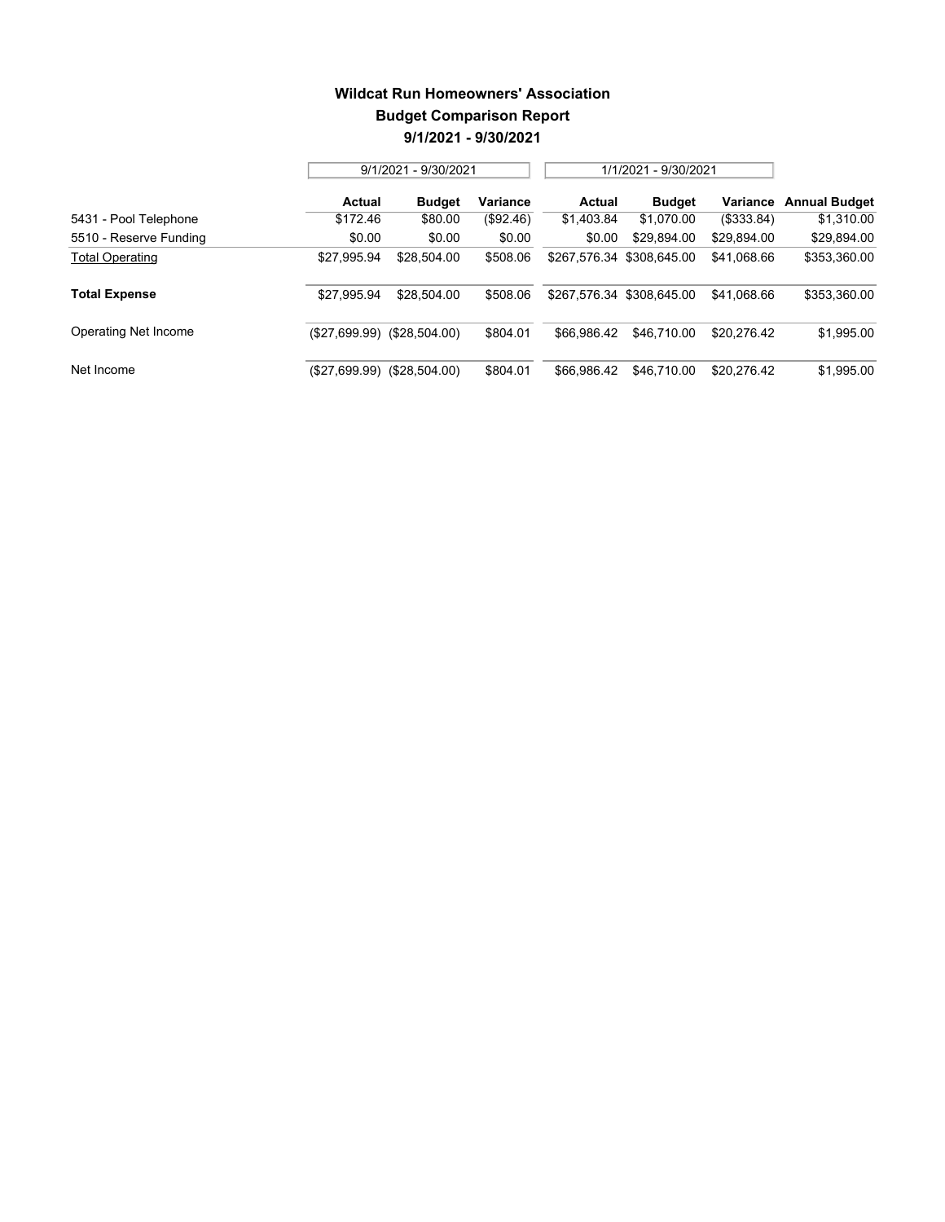**Wildcat Run Homeowners' Association**
**Budget Comparison Report**
**9/1/2021 - 9/30/2021**

| | 9/1/2021 - 9/30/2021 | | | 1/1/2021 - 9/30/2021 | | | |
|---|---|---|---|---|---|---|---|
| | **Actual** | **Budget** | **Variance** | **Actual** | **Budget** | **Variance** | **Annual Budget** |
| 5431 - Pool Telephone | $172.46 | $80.00 | ($92.46) | $1,403.84 | $1,070.00 | ($333.84) | $1,310.00 |
| 5510 - Reserve Funding | $0.00 | $0.00 | $0.00 | $0.00 | $29,894.00 | $29,894.00 | $29,894.00 |
| Total Operating | $27,995.94 | $28,504.00 | $508.06 | $267,576.34 | $308,645.00 | $41,068.66 | $353,360.00 |
| **Total Expense** | $27,995.94 | $28,504.00 | $508.06 | $267,576.34 | $308,645.00 | $41,068.66 | $353,360.00 |
| Operating Net Income | ($27,699.99) | ($28,504.00) | $804.01 | $66,986.42 | $46,710.00 | $20,276.42 | $1,995.00 |
| Net Income | ($27,699.99) | ($28,504.00) | $804.01 | $66,986.42 | $46,710.00 | $20,276.42 | $1,995.00 |